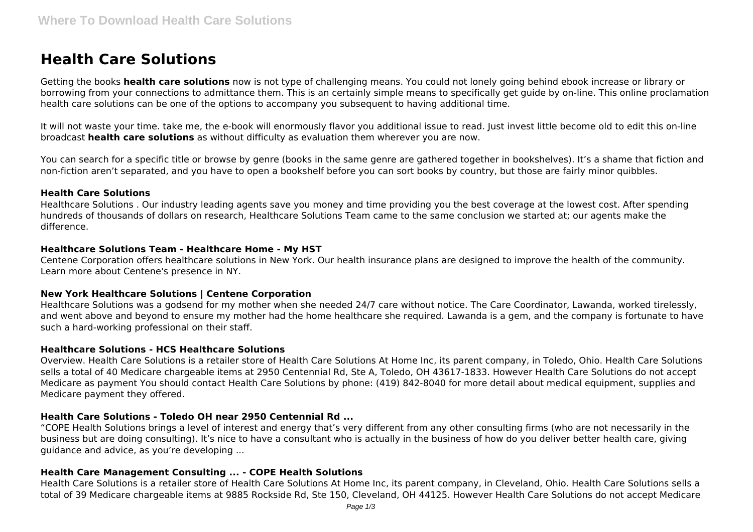# Health Care Solutions

Getting the books **health care solutions** now is not type of challenging means. You could not lonely going behind ebook increase or library or borrowing from your connections to admittance them. This is an certainly simple means to specifically get guide by on-line. This online proclamation health care solutions can be one of the options to accompany you subsequent to having additional time.

It will not waste your time. take me, the e-book will enormously flavor you additional issue to read. Just invest little become old to edit this on-line broadcast **health care solutions** as without difficulty as evaluation them wherever you are now.

You can search for a specific title or browse by genre (books in the same genre are gathered together in bookshelves). It's a shame that fiction and non-fiction aren't separated, and you have to open a bookshelf before you can sort books by country, but those are fairly minor quibbles.

### Health Care Solutions

Healthcare Solutions . Our industry leading agents save you money and time providing you the best coverage at the lowest cost. After spending hundreds of thousands of dollars on research, Healthcare Solutions Team came to the same conclusion we started at; our agents make the difference.

### Healthcare Solutions Team - Healthcare Home - My HST

Centene Corporation offers healthcare solutions in New York. Our health insurance plans are designed to improve the health of the community. Learn more about Centene's presence in NY.

### New York Healthcare Solutions | Centene Corporation

Healthcare Solutions was a godsend for my mother when she needed 24/7 care without notice. The Care Coordinator, Lawanda, worked tirelessly, and went above and beyond to ensure my mother had the home healthcare she required. Lawanda is a gem, and the company is fortunate to have such a hard-working professional on their staff.

### Healthcare Solutions - HCS Healthcare Solutions

Overview. Health Care Solutions is a retailer store of Health Care Solutions At Home Inc, its parent company, in Toledo, Ohio. Health Care Solutions sells a total of 40 Medicare chargeable items at 2950 Centennial Rd, Ste A, Toledo, OH 43617-1833. However Health Care Solutions do not accept Medicare as payment You should contact Health Care Solutions by phone: (419) 842-8040 for more detail about medical equipment, supplies and Medicare payment they offered.

### Health Care Solutions - Toledo OH near 2950 Centennial Rd ...

"COPE Health Solutions brings a level of interest and energy that's very different from any other consulting firms (who are not necessarily in the business but are doing consulting). It's nice to have a consultant who is actually in the business of how do you deliver better health care, giving guidance and advice, as you're developing ...

### Health Care Management Consulting ... - COPE Health Solutions

Health Care Solutions is a retailer store of Health Care Solutions At Home Inc, its parent company, in Cleveland, Ohio. Health Care Solutions sells a total of 39 Medicare chargeable items at 9885 Rockside Rd, Ste 150, Cleveland, OH 44125. However Health Care Solutions do not accept Medicare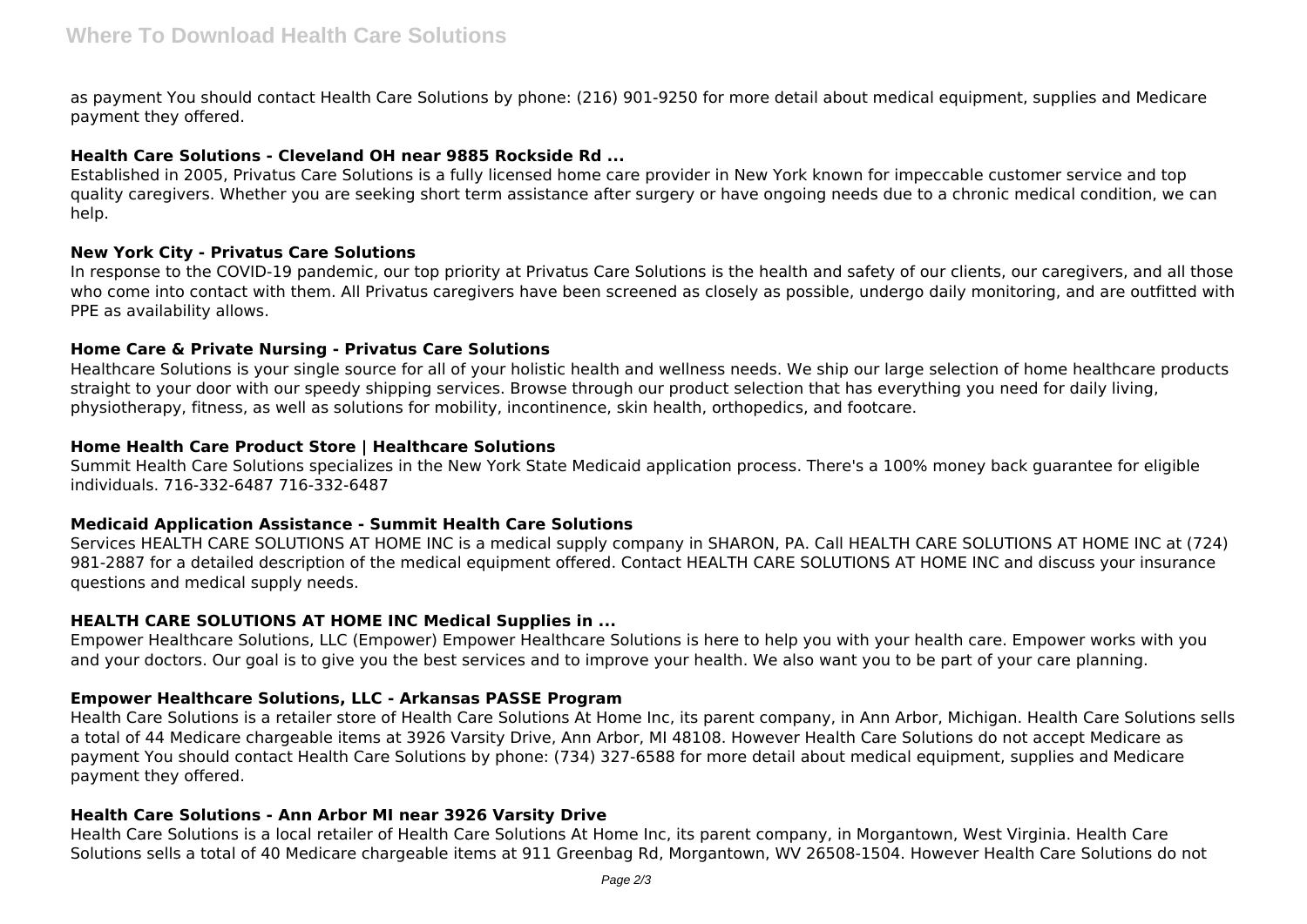as payment You should contact Health Care Solutions by phone: (216) 901-9250 for more detail about medical equipment, supplies and Medicare payment they offered.

### Health Care Solutions - Cleveland OH near 9885 Rockside Rd ...

Established in 2005, Privatus Care Solutions is a fully licensed home care provider in New York known for impeccable customer service and top quality caregivers. Whether you are seeking short term assistance after surgery or have ongoing needs due to a chronic medical condition, we can help.

### New York City - Privatus Care Solutions

In response to the COVID-19 pandemic, our top priority at Privatus Care Solutions is the health and safety of our clients, our caregivers, and all those who come into contact with them. All Privatus caregivers have been screened as closely as possible, undergo daily monitoring, and are outfitted with PPE as availability allows.

### Home Care & Private Nursing - Privatus Care Solutions

Healthcare Solutions is your single source for all of your holistic health and wellness needs. We ship our large selection of home healthcare products straight to your door with our speedy shipping services. Browse through our product selection that has everything you need for daily living, physiotherapy, fitness, as well as solutions for mobility, incontinence, skin health, orthopedics, and footcare.

### Home Health Care Product Store | Healthcare Solutions

Summit Health Care Solutions specializes in the New York State Medicaid application process. There's a 100% money back guarantee for eligible individuals. 716-332-6487 716-332-6487

### Medicaid Application Assistance - Summit Health Care Solutions

Services HEALTH CARE SOLUTIONS AT HOME INC is a medical supply company in SHARON, PA. Call HEALTH CARE SOLUTIONS AT HOME INC at (724) 981-2887 for a detailed description of the medical equipment offered. Contact HEALTH CARE SOLUTIONS AT HOME INC and discuss your insurance questions and medical supply needs.

### HEALTH CARE SOLUTIONS AT HOME INC Medical Supplies in ...

Empower Healthcare Solutions, LLC (Empower) Empower Healthcare Solutions is here to help you with your health care. Empower works with you and your doctors. Our goal is to give you the best services and to improve your health. We also want you to be part of your care planning.

### Empower Healthcare Solutions, LLC - Arkansas PASSE Program

Health Care Solutions is a retailer store of Health Care Solutions At Home Inc, its parent company, in Ann Arbor, Michigan. Health Care Solutions sells a total of 44 Medicare chargeable items at 3926 Varsity Drive, Ann Arbor, MI 48108. However Health Care Solutions do not accept Medicare as payment You should contact Health Care Solutions by phone: (734) 327-6588 for more detail about medical equipment, supplies and Medicare payment they offered.

### Health Care Solutions - Ann Arbor MI near 3926 Varsity Drive

Health Care Solutions is a local retailer of Health Care Solutions At Home Inc, its parent company, in Morgantown, West Virginia. Health Care Solutions sells a total of 40 Medicare chargeable items at 911 Greenbag Rd, Morgantown, WV 26508-1504. However Health Care Solutions do not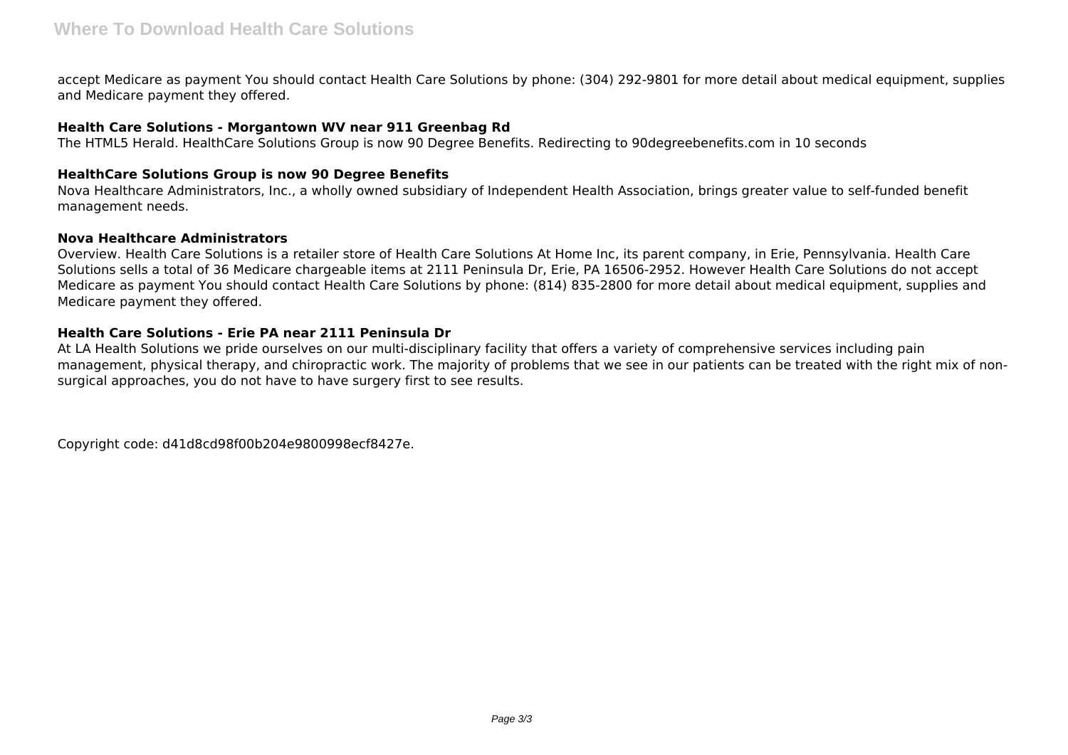accept Medicare as payment You should contact Health Care Solutions by phone: (304) 292-9801 for more detail about medical equipment, supplies and Medicare payment they offered.

**Health Care Solutions - Morgantown WV near 911 Greenbag Rd**

The HTML5 Herald. HealthCare Solutions Group is now 90 Degree Benefits. Redirecting to 90degreebenefits.com in 10 seconds

**HealthCare Solutions Group is now 90 Degree Benefits**

Nova Healthcare Administrators, Inc., a wholly owned subsidiary of Independent Health Association, brings greater value to self-funded benefit management needs.

**Nova Healthcare Administrators**

Overview. Health Care Solutions is a retailer store of Health Care Solutions At Home Inc, its parent company, in Erie, Pennsylvania. Health Care Solutions sells a total of 36 Medicare chargeable items at 2111 Peninsula Dr, Erie, PA 16506-2952. However Health Care Solutions do not accept Medicare as payment You should contact Health Care Solutions by phone: (814) 835-2800 for more detail about medical equipment, supplies and Medicare payment they offered.

**Health Care Solutions - Erie PA near 2111 Peninsula Dr**

At LA Health Solutions we pride ourselves on our multi-disciplinary facility that offers a variety of comprehensive services including pain management, physical therapy, and chiropractic work. The majority of problems that we see in our patients can be treated with the right mix of non-surgical approaches, you do not have to have surgery first to see results.

Copyright code: d41d8cd98f00b204e9800998ecf8427e.